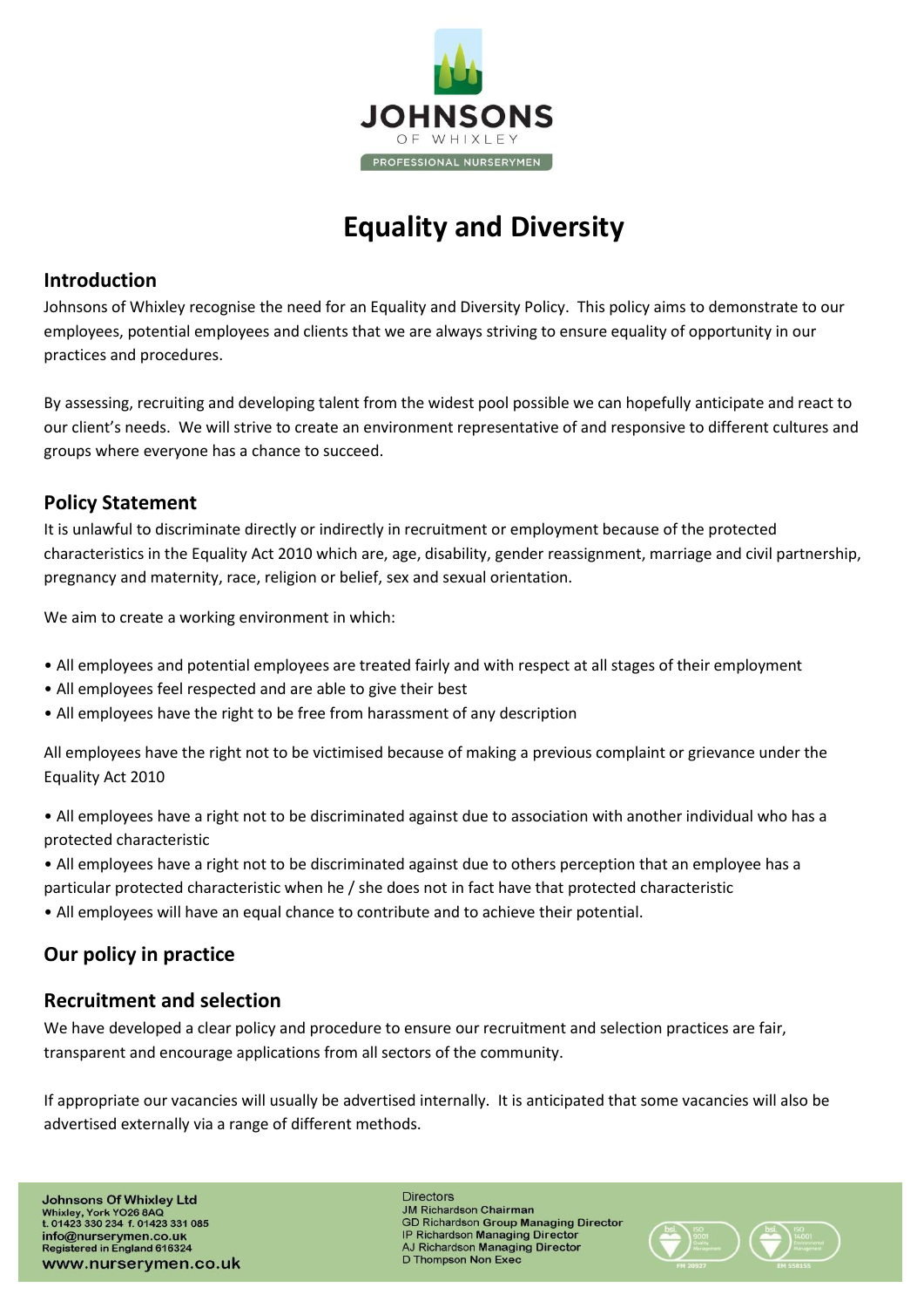# Equality and Diversity

## Introduction

Johnsons of Whixley recognise the need for an Equality and Diversity Policy. This policy aims to demonstrate to our employees, potential employees and clients that we are always striving to ensure equality of opportunity in our practices and procedures.

By assessing, recruiting and developing talent from the widest pool possible we can hopefully anticipate and react to our client's needs. We will strive to create an environment representative of and responsive to different cultures and groups where everyone has a chance to succeed.

## Policy Statement

It is unlawful to discriminate directly or indirectly in recruitment or employment because of the protected characteristics in the Equality Act 2010 which are, age, disability, gender reassignment, marriage and civil partnership, pregnancy and maternity, race, religion or belief, sex and sexual orientation.

We aim to create a working environment in which:

- All employees and potential employees are treated fairly and with respect at all stages of their employment
- All employees feel respected and are able to give their best
- All employees have the right to be free from harassment of any description

All employees have the right not to be victimised because of making a previous complaint or grievance under the Equality Act 2010

- All employees have a right not to be discriminated against due to association with another individual who has a protected characteristic
- All employees have a right not to be discriminated against due to others perception that an employee has a particular protected characteristic when he / she does not in fact have that protected characteristic
- All employees will have an equal chance to contribute and to achieve their potential.

## Our policy in practice

## Recruitment and selection

We have developed a clear policy and procedure to ensure our recruitment and selection practices are fair, transparent and encourage applications from all sectors of the community.

If appropriate our vacancies will usually be advertised internally. It is anticipated that some vacancies will also be advertised externally via a range of different methods.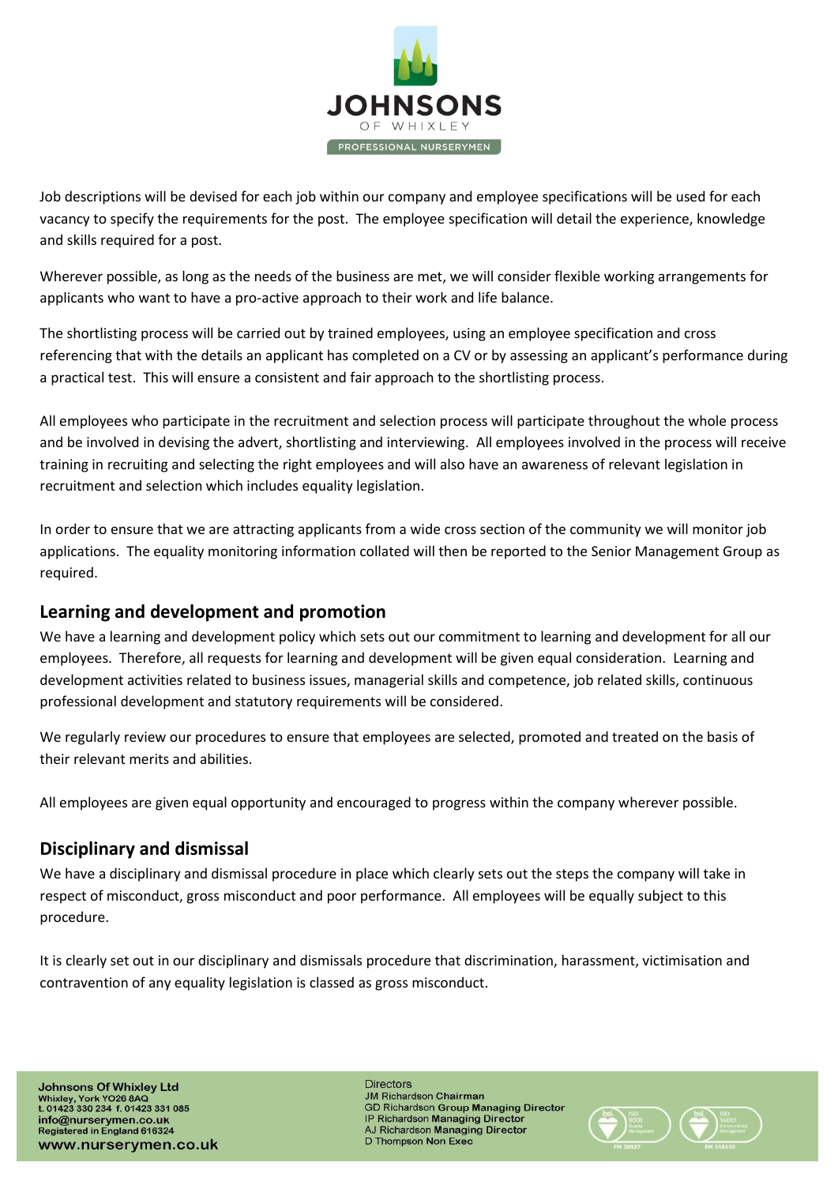Job descriptions will be devised for each job within our company and employee specifications will be used for each vacancy to specify the requirements for the post. The employee specification will detail the experience, knowledge and skills required for a post.

Wherever possible, as long as the needs of the business are met, we will consider flexible working arrangements for applicants who want to have a pro-active approach to their work and life balance.

The shortlisting process will be carried out by trained employees, using an employee specification and cross referencing that with the details an applicant has completed on a CV or by assessing an applicant's performance during a practical test. This will ensure a consistent and fair approach to the shortlisting process.

All employees who participate in the recruitment and selection process will participate throughout the whole process and be involved in devising the advert, shortlisting and interviewing. All employees involved in the process will receive training in recruiting and selecting the right employees and will also have an awareness of relevant legislation in recruitment and selection which includes equality legislation.

In order to ensure that we are attracting applicants from a wide cross section of the community we will monitor job applications. The equality monitoring information collated will then be reported to the Senior Management Group as required.

## Learning and development and promotion

We have a learning and development policy which sets out our commitment to learning and development for all our employees. Therefore, all requests for learning and development will be given equal consideration. Learning and development activities related to business issues, managerial skills and competence, job related skills, continuous professional development and statutory requirements will be considered.

We regularly review our procedures to ensure that employees are selected, promoted and treated on the basis of their relevant merits and abilities.

All employees are given equal opportunity and encouraged to progress within the company wherever possible.

## Disciplinary and dismissal

We have a disciplinary and dismissal procedure in place which clearly sets out the steps the company will take in respect of misconduct, gross misconduct and poor performance. All employees will be equally subject to this procedure.

It is clearly set out in our disciplinary and dismissals procedure that discrimination, harassment, victimisation and contravention of any equality legislation is classed as gross misconduct.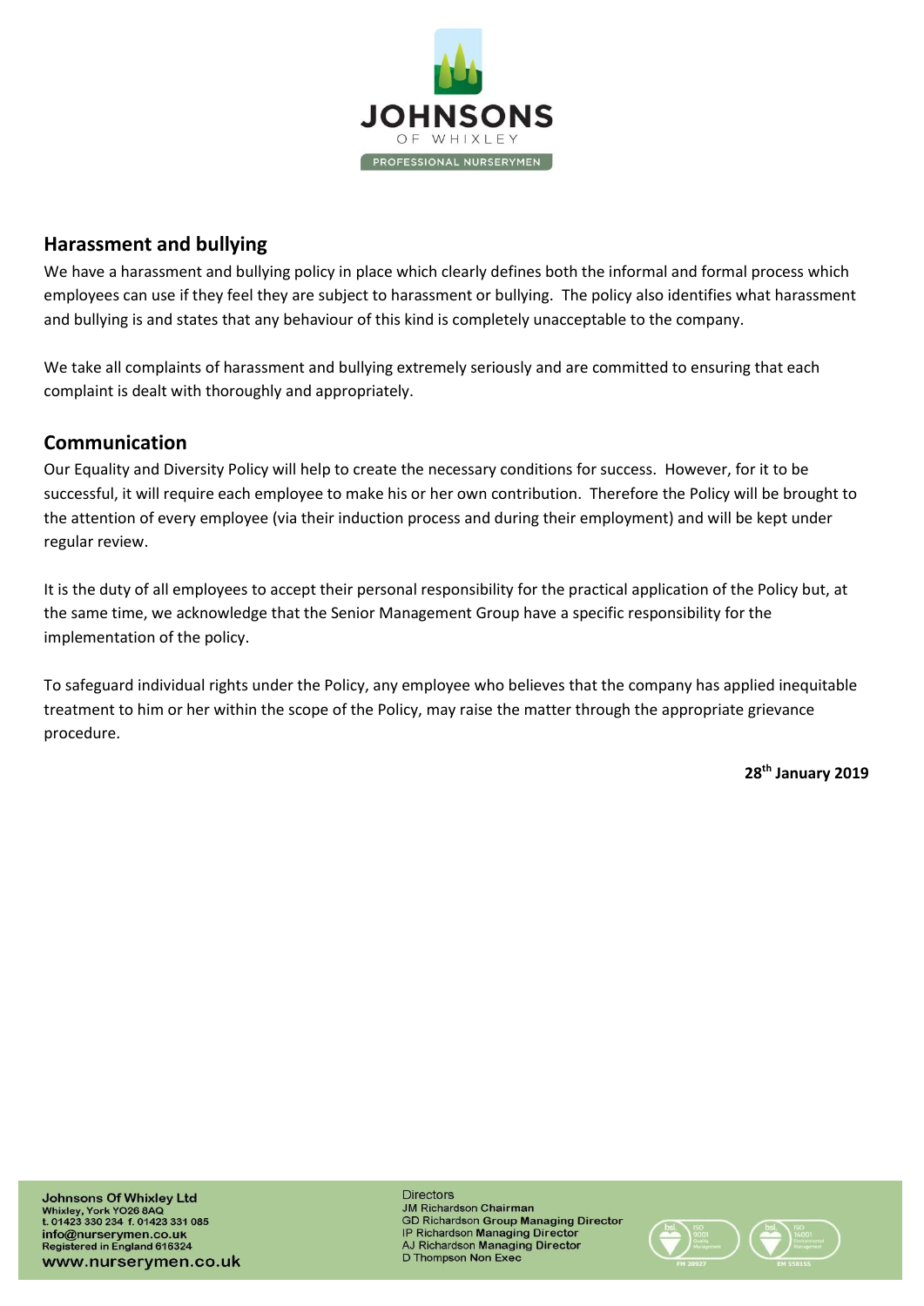## Harassment and bullying

We have a harassment and bullying policy in place which clearly defines both the informal and formal process which employees can use if they feel they are subject to harassment or bullying. The policy also identifies what harassment and bullying is and states that any behaviour of this kind is completely unacceptable to the company.

We take all complaints of harassment and bullying extremely seriously and are committed to ensuring that each complaint is dealt with thoroughly and appropriately.

## Communication

Our Equality and Diversity Policy will help to create the necessary conditions for success. However, for it to be successful, it will require each employee to make his or her own contribution. Therefore the Policy will be brought to the attention of every employee (via their induction process and during their employment) and will be kept under regular review.

It is the duty of all employees to accept their personal responsibility for the practical application of the Policy but, at the same time, we acknowledge that the Senior Management Group have a specific responsibility for the implementation of the policy.

To safeguard individual rights under the Policy, any employee who believes that the company has applied inequitable treatment to him or her within the scope of the Policy, may raise the matter through the appropriate grievance procedure.

**28th January 2019**